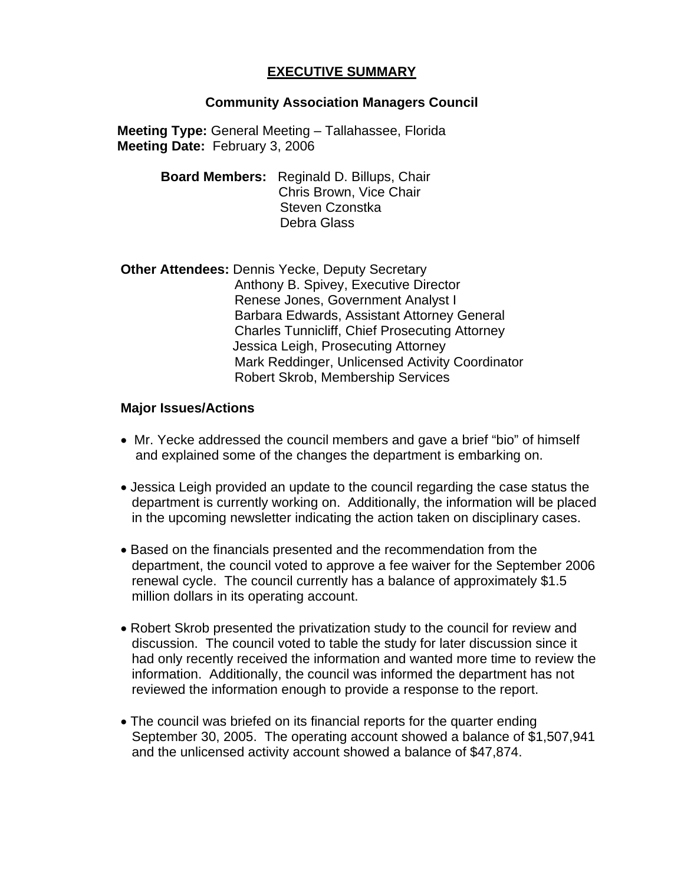# EXECUTIVE SUMMARY

## Community Association Managers Council

**Meeting Type:** General Meeting – Tallahassee, Florida
**Meeting Date:** February 3, 2006

**Board Members:** Reginald D. Billups, Chair
Chris Brown, Vice Chair
Steven Czonstka
Debra Glass

**Other Attendees:** Dennis Yecke, Deputy Secretary
Anthony B. Spivey, Executive Director
Renese Jones, Government Analyst I
Barbara Edwards, Assistant Attorney General
Charles Tunnicliff, Chief Prosecuting Attorney
Jessica Leigh, Prosecuting Attorney
Mark Reddinger, Unlicensed Activity Coordinator
Robert Skrob, Membership Services

### Major Issues/Actions

- Mr. Yecke addressed the council members and gave a brief "bio" of himself and explained some of the changes the department is embarking on.

- Jessica Leigh provided an update to the council regarding the case status the department is currently working on. Additionally, the information will be placed in the upcoming newsletter indicating the action taken on disciplinary cases.

- Based on the financials presented and the recommendation from the department, the council voted to approve a fee waiver for the September 2006 renewal cycle. The council currently has a balance of approximately $1.5 million dollars in its operating account.

- Robert Skrob presented the privatization study to the council for review and discussion. The council voted to table the study for later discussion since it had only recently received the information and wanted more time to review the information. Additionally, the council was informed the department has not reviewed the information enough to provide a response to the report.

- The council was briefed on its financial reports for the quarter ending September 30, 2005. The operating account showed a balance of $1,507,941 and the unlicensed activity account showed a balance of $47,874.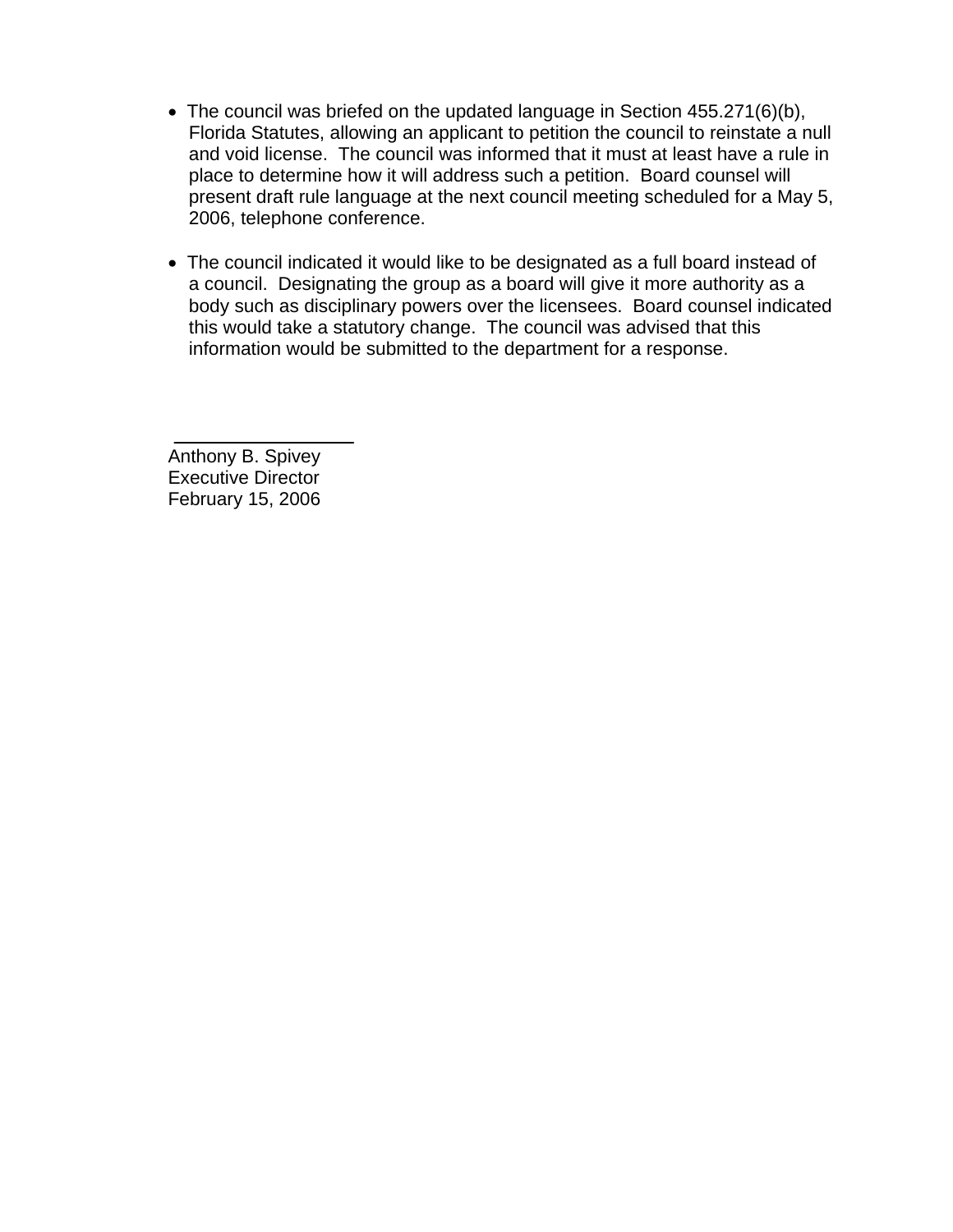- The council was briefed on the updated language in Section 455.271(6)(b), Florida Statutes, allowing an applicant to petition the council to reinstate a null and void license. The council was informed that it must at least have a rule in place to determine how it will address such a petition. Board counsel will present draft rule language at the next council meeting scheduled for a May 5, 2006, telephone conference.

- The council indicated it would like to be designated as a full board instead of a council. Designating the group as a board will give it more authority as a body such as disciplinary powers over the licensees. Board counsel indicated this would take a statutory change. The council was advised that this information would be submitted to the department for a response.

\_\_\_\_\_\_\_\_\_\_\_\_\_\_\_\_\_\_\_\_

Anthony B. Spivey
Executive Director
February 15, 2006